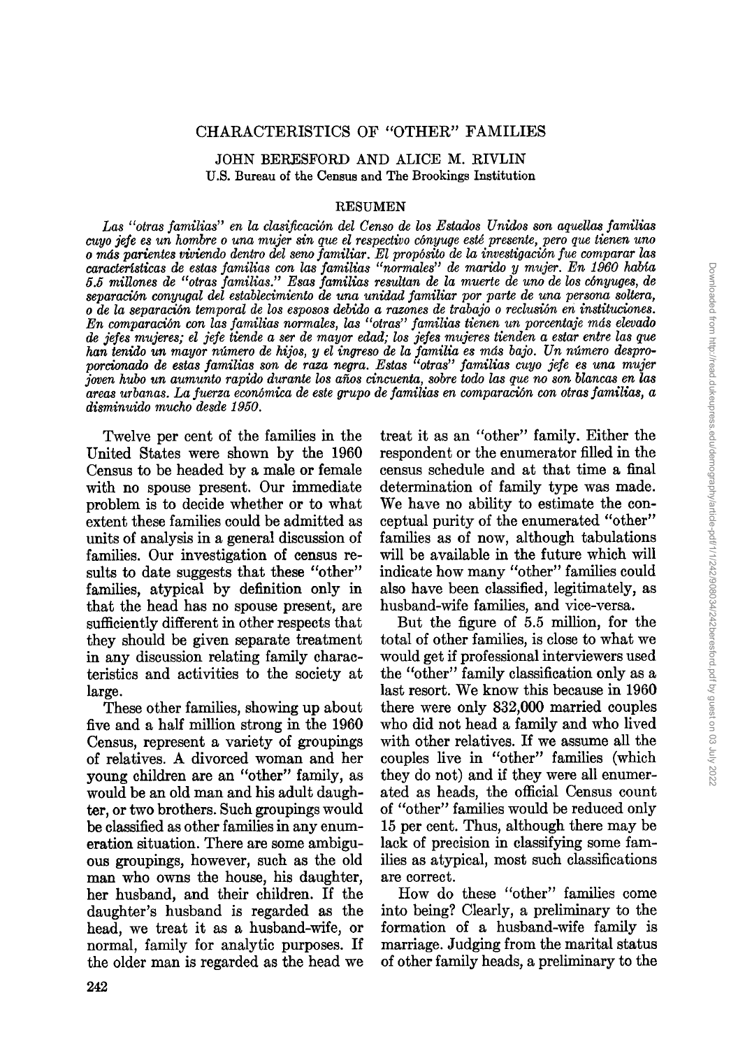# CHARACTERISTICS OF "OTHER" FAMILIES

JOHN BERESFORD AND ALICE M. RIVLIN

U.S. Bureau of the Census and The Brookings Institution

## RESUMEN

*Las "otras familias" en la clasificación del Censo de los Estados Unidos son aquellas familias cuyo jefe es un hombre o una mujer sin que el respectivo cónyuge esté presente, pero que tienen uno o más parientes viviendo dentro del seno familiar. El propósito de la investigación fue comparar las características de estas familias con las familias "normales" de marido y mujer. En 1960 había 5.5 millones de "otras familias." Esas familias resultan de la muerte de uno de los cónyuges, de separación conyugal del establecimiento de una unidad familiar por parte de una persona soltera, o de la separación temporal de los esposos debido a razones de trabajo o reclusión en instituciones. En comparación con las familias normales, las "otras" familias tienen un porcentaje más elevado de jefes mujeres; el jefe tiende a ser de mayor edad; los jefes mujeres tienden a estar entre las que han tenido un mayor número de hijos, y el ingreso de la familia es más bajo. Un número desproporcionado de estas familias son de raza negra. Estas "otras" familias cuyo jefe es una mujer joven hubo un aumunto rapido durante los años cincuenta, sobre todo las que no son blancas en las areas urbanas. La fuerza económica de este grupo de familias en comparación con otras familias, a disminuido mucho desde 1950.*

Twelve per cent of the families in the United States were shown by the 1960 Census to be headed by a male or female with no spouse present. Our immediate problem is to decide whether or to what extent these families could be admitted as units of analysis in a general discussion of families. Our investigation of census results to date suggests that these "other" families, atypical by definition only in that the head has no spouse present, are sufficiently different in other respects that they should be given separate treatment in any discussion relating family characteristics and activities to the society at large.

These other families, showing up about five and a half million strong in the 1960 Census, represent a variety of groupings of relatives. A divorced woman and her young children are an "other" family, as would be an old man and his adult daughter, or two brothers. Such groupings would be classified as other families in any enumeration situation. There are some ambiguous groupings, however, such as the old man who owns the house, his daughter, her husband, and their children. If the daughter's husband is regarded as the head, we treat it as a husband-wife, or normal, family for analytic purposes. If the older man is regarded as the head we treat it as an "other" family. Either the respondent or the enumerator filled in the census schedule and at that time a final determination of family type was made. We have no ability to estimate the conceptual purity of the enumerated "other" families as of now, although tabulations will be available in the future which will indicate how many "other" families could also have been classified, legitimately, as husband-wife families, and vice-versa.

But the figure of 5.5 million, for the total of other families, is close to what we would get if professional interviewers used the "other" family classification only as a last resort. We know this because in 1960 there were only 832,000 married couples who did not head a family and who lived with other relatives. If we assume all the couples live in "other" families (which they do not) and if they were all enumerated as heads, the official Census count of "other" families would be reduced only 15 per cent. Thus, although there may be lack of precision in classifying some families as atypical, most such classifications are correct.

How do these "other" families come into being? Clearly, a preliminary to the formation of a husband-wife family is marriage. Judging from the marital status of other family heads, a preliminary to the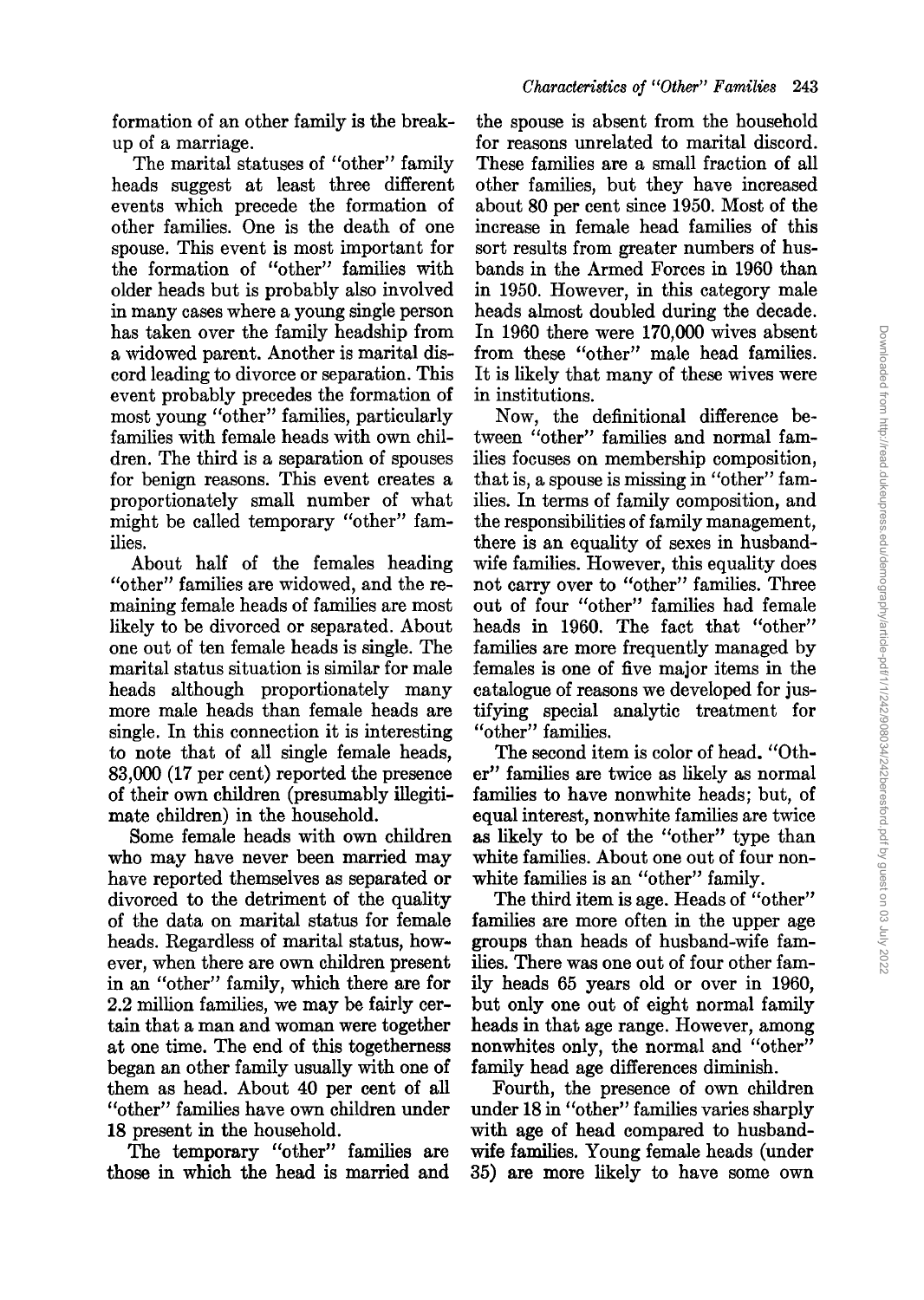formation of an other family is the breakup of a marriage.

The marital statuses of "other" family heads suggest at least three different events which precede the formation of other families. One is the death of one spouse. This event is most important for the formation of "other" families with older heads but is probably also involved in many cases where a young single person has taken over the family headship from a widowed parent. Another is marital discord leading to divorce or separation. This event probably precedes the formation of most young "other" families, particularly families with female heads with own children. The third is a separation of spouses for benign reasons. This event creates a proportionately small number of what might be called temporary "other" families.

About half of the females heading "other" families are widowed, and the remaining female heads of families are most likely to be divorced or separated. About one out of ten female heads is single. The marital status situation is similar for male heads although proportionately many more male heads than female heads are single. In this connection it is interesting to note that of all single female heads, 83,000 (17 per cent) reported the presence of their own children (presumably illegitimate children) in the household.

Some female heads with own children who may have never been married may have reported themselves as separated or divorced to the detriment of the quality of the data on marital status for female heads. Regardless of marital status, however, when there are own children present in an "other" family, which there are for 2.2 million families, we may be fairly certain that a man and woman were together at one time. The end of this togetherness began an other family usually with one of them as head. About 40 per cent of all "other" families have own children under 18 present in the household.

The temporary "other" families are those in which the head is married and the spouse is absent from the household for reasons unrelated to marital discord. These families are a small fraction of all other families, but they have increased about 80 per cent since 1950. Most of the increase in female head families of this sort results from greater numbers of husbands in the Armed Forces in 1960 than in 1950. However, in this category male heads almost doubled during the decade. In 1960 there were 170,000 wives absent from these "other" male head families. It is likely that many of these wives were in institutions.

Now, the definitional difference between "other" families and normal families focuses on membership composition, that is, a spouse is missing in "other" families. In terms of family composition, and the responsibilities of family management, there is an equality of sexes in husband-wife families. However, this equality does not carry over to "other" families. Three out of four "other" families had female heads in 1960. The fact that "other" families are more frequently managed by females is one of five major items in the catalogue of reasons we developed for justifying special analytic treatment for "other" families.

The second item is color of head. "Other" families are twice as likely as normal families to have nonwhite heads; but, of equal interest, nonwhite families are twice as likely to be of the "other" type than white families. About one out of four nonwhite families is an "other" family.

The third item is age. Heads of "other" families are more often in the upper age groups than heads of husband-wife families. There was one out of four other family heads 65 years old or over in 1960, but only one out of eight normal family heads in that age range. However, among nonwhites only, the normal and "other" family head age differences diminish.

Fourth, the presence of own children under 18 in "other" families varies sharply with age of head compared to husband-wife families. Young female heads (under 35) are more likely to have some own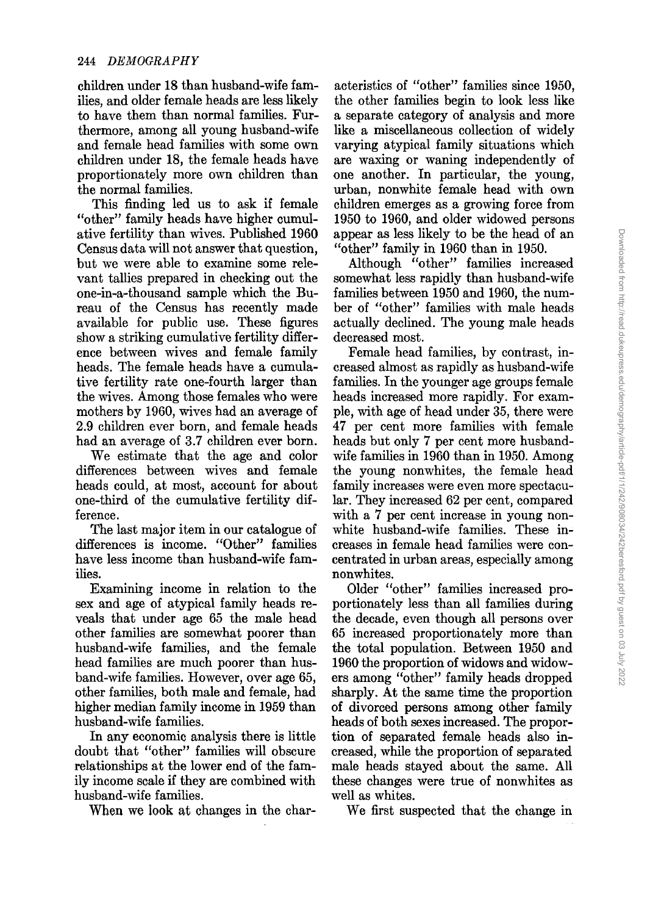children under 18 than husband-wife families, and older female heads are less likely to have them than normal families. Furthermore, among all young husband-wife and female head families with some own children under 18, the female heads have proportionately more own children than the normal families.

This finding led us to ask if female "other" family heads have higher cumulative fertility than wives. Published 1960 Census data will not answer that question, but we were able to examine some relevant tallies prepared in checking out the one-in-a-thousand sample which the Bureau of the Census has recently made available for public use. These figures show a striking cumulative fertility difference between wives and female family heads. The female heads have a cumulative fertility rate one-fourth larger than the wives. Among those females who were mothers by 1960, wives had an average of 2.9 children ever born, and female heads had an average of 3.7 children ever born.

We estimate that the age and color differences between wives and female heads could, at most, account for about one-third of the cumulative fertility difference.

The last major item in our catalogue of differences is income. "Other" families have less income than husband-wife families.

Examining income in relation to the sex and age of atypical family heads reveals that under age 65 the male head other families are somewhat poorer than husband-wife families, and the female head families are much poorer than husband-wife families. However, over age 65, other families, both male and female, had higher median family income in 1959 than husband-wife families.

In any economic analysis there is little doubt that "other" families will obscure relationships at the lower end of the family income scale if they are combined with husband-wife families.

When we look at changes in the characteristics of "other" families since 1950, the other families begin to look less like a separate category of analysis and more like a miscellaneous collection of widely varying atypical family situations which are waxing or waning independently of one another. In particular, the young, urban, nonwhite female head with own children emerges as a growing force from 1950 to 1960, and older widowed persons appear as less likely to be the head of an "other" family in 1960 than in 1950.

Although "other" families increased somewhat less rapidly than husband-wife families between 1950 and 1960, the number of "other" families with male heads actually declined. The young male heads decreased most.

Female head families, by contrast, increased almost as rapidly as husband-wife families. In the younger age groups female heads increased more rapidly. For example, with age of head under 35, there were 47 per cent more families with female heads but only 7 per cent more husband-wife families in 1960 than in 1950. Among the young nonwhites, the female head family increases were even more spectacular. They increased 62 per cent, compared with a 7 per cent increase in young nonwhite husband-wife families. These increases in female head families were concentrated in urban areas, especially among nonwhites.

Older "other" families increased proportionately less than all families during the decade, even though all persons over 65 increased proportionately more than the total population. Between 1950 and 1960 the proportion of widows and widowers among "other" family heads dropped sharply. At the same time the proportion of divorced persons among other family heads of both sexes increased. The proportion of separated female heads also increased, while the proportion of separated male heads stayed about the same. All these changes were true of nonwhites as well as whites.

We first suspected that the change in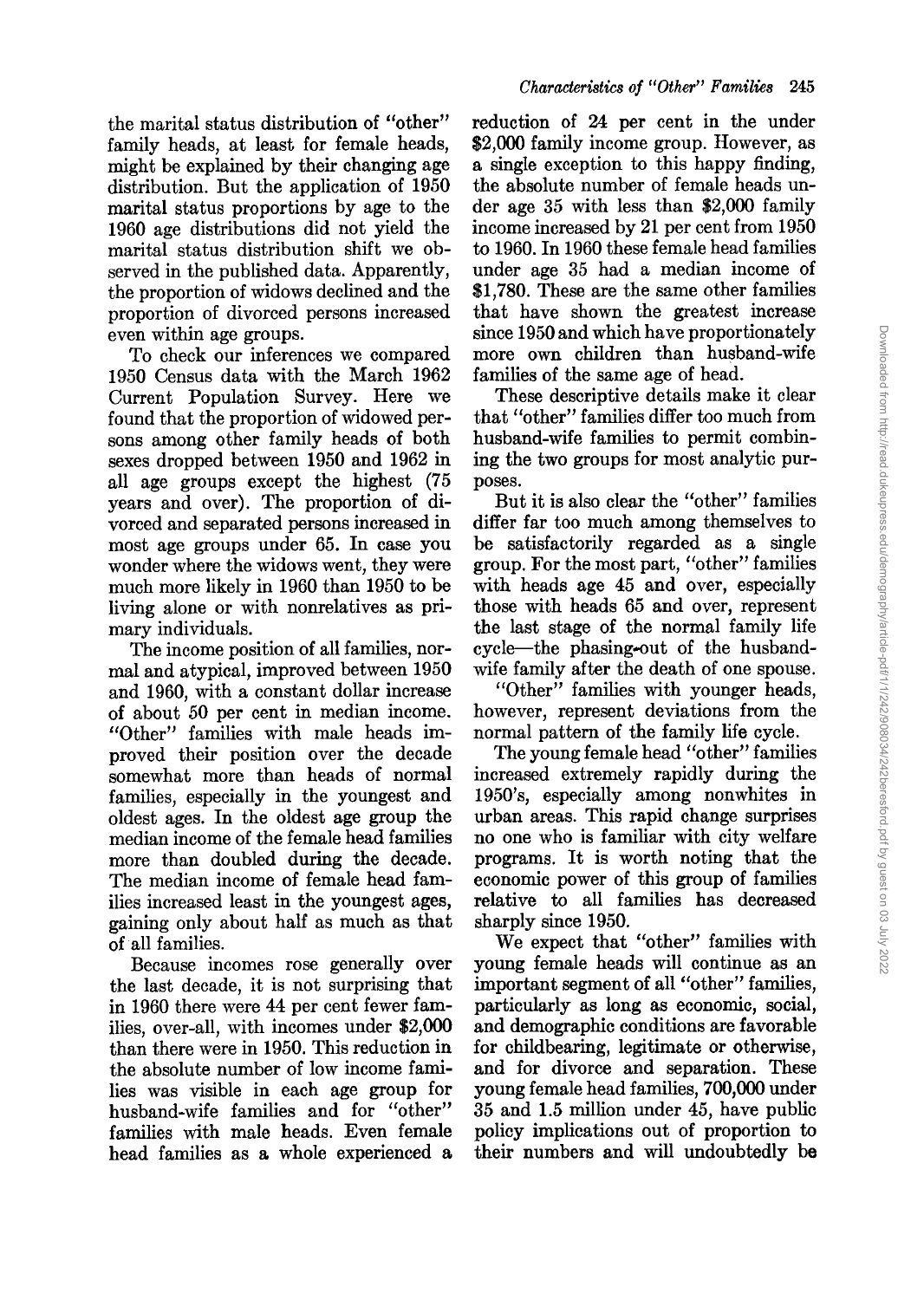the marital status distribution of "other" family heads, at least for female heads, might be explained by their changing age distribution. But the application of 1950 marital status proportions by age to the 1960 age distributions did not yield the marital status distribution shift we observed in the published data. Apparently, the proportion of widows declined and the proportion of divorced persons increased even within age groups.

To check our inferences we compared 1950 Census data with the March 1962 Current Population Survey. Here we found that the proportion of widowed persons among other family heads of both sexes dropped between 1950 and 1962 in all age groups except the highest (75 years and over). The proportion of divorced and separated persons increased in most age groups under 65. In case you wonder where the widows went, they were much more likely in 1960 than 1950 to be living alone or with nonrelatives as primary individuals.

The income position of all families, normal and atypical, improved between 1950 and 1960, with a constant dollar increase of about 50 per cent in median income. "Other" families with male heads improved their position over the decade somewhat more than heads of normal families, especially in the youngest and oldest ages. In the oldest age group the median income of the female head families more than doubled during the decade. The median income of female head families increased least in the youngest ages, gaining only about half as much as that of all families.

Because incomes rose generally over the last decade, it is not surprising that in 1960 there were 44 per cent fewer families, over-all, with incomes under $2,000 than there were in 1950. This reduction in the absolute number of low income families was visible in each age group for husband-wife families and for "other" families with male heads. Even female head families as a whole experienced a reduction of 24 per cent in the under $2,000 family income group. However, as a single exception to this happy finding, the absolute number of female heads under age 35 with less than $2,000 family income increased by 21 per cent from 1950 to 1960. In 1960 these female head families under age 35 had a median income of $1,780. These are the same other families that have shown the greatest increase since 1950 and which have proportionately more own children than husband-wife families of the same age of head.

These descriptive details make it clear that "other" families differ too much from husband-wife families to permit combining the two groups for most analytic purposes.

But it is also clear the "other" families differ far too much among themselves to be satisfactorily regarded as a single group. For the most part, "other" families with heads age 45 and over, especially those with heads 65 and over, represent the last stage of the normal family life cycle—the phasing-out of the husband-wife family after the death of one spouse.

"Other" families with younger heads, however, represent deviations from the normal pattern of the family life cycle.

The young female head "other" families increased extremely rapidly during the 1950's, especially among nonwhites in urban areas. This rapid change surprises no one who is familiar with city welfare programs. It is worth noting that the economic power of this group of families relative to all families has decreased sharply since 1950.

We expect that "other" families with young female heads will continue as an important segment of all "other" families, particularly as long as economic, social, and demographic conditions are favorable for childbearing, legitimate or otherwise, and for divorce and separation. These young female head families, 700,000 under 35 and 1.5 million under 45, have public policy implications out of proportion to their numbers and will undoubtedly be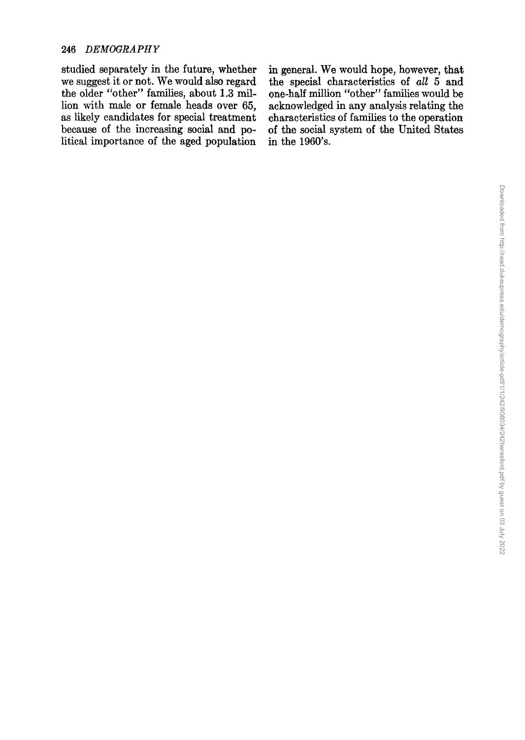studied separately in the future, whether we suggest it or not. We would also regard the older "other" families, about 1.3 million with male or female heads over 65, as likely candidates for special treatment because of the increasing social and political importance of the aged population in general. We would hope, however, that the special characteristics of *all* 5 and one-half million "other" families would be acknowledged in any analysis relating the characteristics of families to the operation of the social system of the United States in the 1960's.